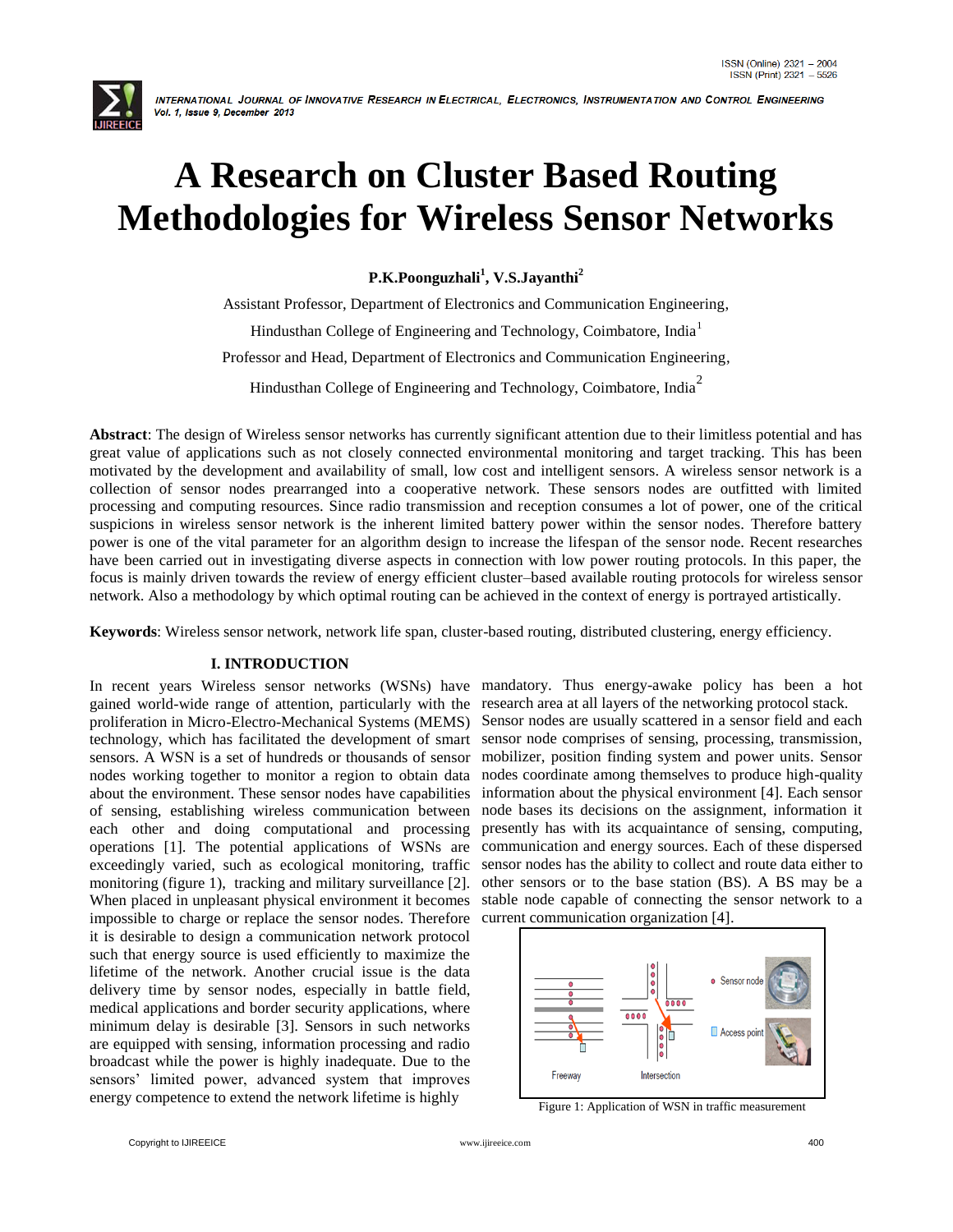# A Research on Cluster Based Routing Methodologies for Wireless Sensor Networks

**P.K.Poonguzhali[1], V.S.Jayanthi[2]**

Assistant Professor, Department of Electronics and Communication Engineering,

Hindusthan College of Engineering and Technology, Coimbatore, India[1]

Professor and Head, Department of Electronics and Communication Engineering,

Hindusthan College of Engineering and Technology, Coimbatore, India[2]

**Abstract**: The design of Wireless sensor networks has currently significant attention due to their limitless potential and has great value of applications such as not closely connected environmental monitoring and target tracking. This has been motivated by the development and availability of small, low cost and intelligent sensors. A wireless sensor network is a collection of sensor nodes prearranged into a cooperative network. These sensors nodes are outfitted with limited processing and computing resources. Since radio transmission and reception consumes a lot of power, one of the critical suspicions in wireless sensor network is the inherent limited battery power within the sensor nodes. Therefore battery power is one of the vital parameter for an algorithm design to increase the lifespan of the sensor node. Recent researches have been carried out in investigating diverse aspects in connection with low power routing protocols. In this paper, the focus is mainly driven towards the review of energy efficient cluster–based available routing protocols for wireless sensor network. Also a methodology by which optimal routing can be achieved in the context of energy is portrayed artistically.

**Keywords**: Wireless sensor network, network life span, cluster-based routing, distributed clustering, energy efficiency.

## I. INTRODUCTION

In recent years Wireless sensor networks (WSNs) have gained world-wide range of attention, particularly with the proliferation in Micro-Electro-Mechanical Systems (MEMS) technology, which has facilitated the development of smart sensors. A WSN is a set of hundreds or thousands of sensor nodes working together to monitor a region to obtain data about the environment. These sensor nodes have capabilities of sensing, establishing wireless communication between each other and doing computational and processing operations [1]. The potential applications of WSNs are exceedingly varied, such as ecological monitoring, traffic monitoring (figure 1), tracking and military surveillance [2]. When placed in unpleasant physical environment it becomes impossible to charge or replace the sensor nodes. Therefore it is desirable to design a communication network protocol such that energy source is used efficiently to maximize the lifetime of the network. Another crucial issue is the data delivery time by sensor nodes, especially in battle field, medical applications and border security applications, where minimum delay is desirable [3]. Sensors in such networks are equipped with sensing, information processing and radio broadcast while the power is highly inadequate. Due to the sensors' limited power, advanced system that improves energy competence to extend the network lifetime is highly mandatory. Thus energy-awake policy has been a hot research area at all layers of the networking protocol stack.

Sensor nodes are usually scattered in a sensor field and each sensor node comprises of sensing, processing, transmission, mobilizer, position finding system and power units. Sensor nodes coordinate among themselves to produce high-quality information about the physical environment [4]. Each sensor node bases its decisions on the assignment, information it presently has with its acquaintance of sensing, computing, communication and energy sources. Each of these dispersed sensor nodes has the ability to collect and route data either to other sensors or to the base station (BS). A BS may be a stable node capable of connecting the sensor network to a current communication organization [4].

Figure 1: Application of WSN in traffic measurement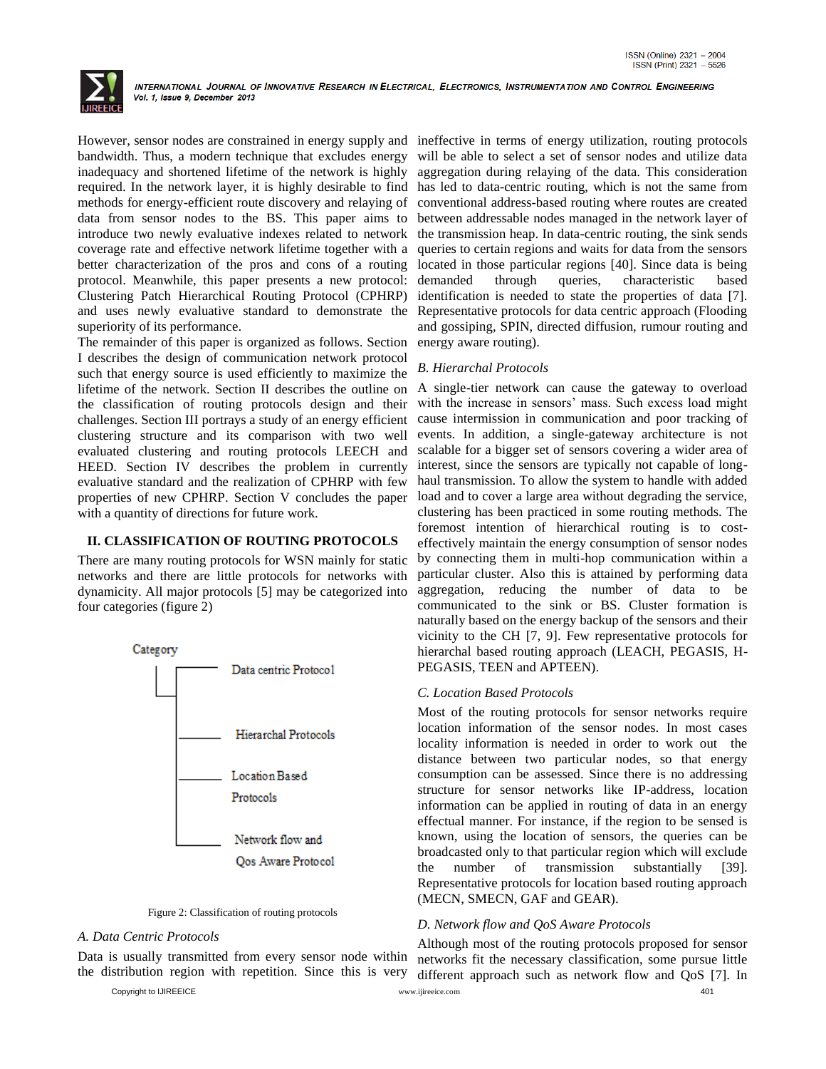However, sensor nodes are constrained in energy supply and bandwidth. Thus, a modern technique that excludes energy inadequacy and shortened lifetime of the network is highly required. In the network layer, it is highly desirable to find methods for energy-efficient route discovery and relaying of data from sensor nodes to the BS. This paper aims to introduce two newly evaluative indexes related to network coverage rate and effective network lifetime together with a better characterization of the pros and cons of a routing protocol. Meanwhile, this paper presents a new protocol: Clustering Patch Hierarchical Routing Protocol (CPHRP) and uses newly evaluative standard to demonstrate the superiority of its performance.

The remainder of this paper is organized as follows. Section I describes the design of communication network protocol such that energy source is used efficiently to maximize the lifetime of the network. Section II describes the outline on the classification of routing protocols design and their challenges. Section III portrays a study of an energy efficient clustering structure and its comparison with two well evaluated clustering and routing protocols LEECH and HEED. Section IV describes the problem in currently evaluative standard and the realization of CPHRP with few properties of new CPHRP. Section V concludes the paper with a quantity of directions for future work.

## II. CLASSIFICATION OF ROUTING PROTOCOLS

There are many routing protocols for WSN mainly for static networks and there are little protocols for networks with dynamicity. All major protocols [5] may be categorized into four categories (figure 2)

```
Category
 |
 |-- Data centric Protocol
 |-- Hierarchal Protocols
 |-- Location Based Protocols
 |-- Network flow and Qos Aware Protocol
```

Figure 2: Classification of routing protocols

### *A. Data Centric Protocols*

Data is usually transmitted from every sensor node within the distribution region with repetition. Since this is very ineffective in terms of energy utilization, routing protocols will be able to select a set of sensor nodes and utilize data aggregation during relaying of the data. This consideration has led to data-centric routing, which is not the same from conventional address-based routing where routes are created between addressable nodes managed in the network layer of the transmission heap. In data-centric routing, the sink sends queries to certain regions and waits for data from the sensors located in those particular regions [40]. Since data is being demanded through queries, characteristic based identification is needed to state the properties of data [7]. Representative protocols for data centric approach (Flooding and gossiping, SPIN, directed diffusion, rumour routing and energy aware routing).

### *B. Hierarchal Protocols*

A single-tier network can cause the gateway to overload with the increase in sensors' mass. Such excess load might cause intermission in communication and poor tracking of events. In addition, a single-gateway architecture is not scalable for a bigger set of sensors covering a wider area of interest, since the sensors are typically not capable of long-haul transmission. To allow the system to handle with added load and to cover a large area without degrading the service, clustering has been practiced in some routing methods. The foremost intention of hierarchical routing is to cost-effectively maintain the energy consumption of sensor nodes by connecting them in multi-hop communication within a particular cluster. Also this is attained by performing data aggregation, reducing the number of data to be communicated to the sink or BS. Cluster formation is naturally based on the energy backup of the sensors and their vicinity to the CH [7, 9]. Few representative protocols for hierarchal based routing approach (LEACH, PEGASIS, H-PEGASIS, TEEN and APTEEN).

### *C. Location Based Protocols*

Most of the routing protocols for sensor networks require location information of the sensor nodes. In most cases locality information is needed in order to work out the distance between two particular nodes, so that energy consumption can be assessed. Since there is no addressing structure for sensor networks like IP-address, location information can be applied in routing of data in an energy effectual manner. For instance, if the region to be sensed is known, using the location of sensors, the queries can be broadcasted only to that particular region which will exclude the number of transmission substantially [39]. Representative protocols for location based routing approach (MECN, SMECN, GAF and GEAR).

### *D. Network flow and QoS Aware Protocols*

Although most of the routing protocols proposed for sensor networks fit the necessary classification, some pursue little different approach such as network flow and QoS [7]. In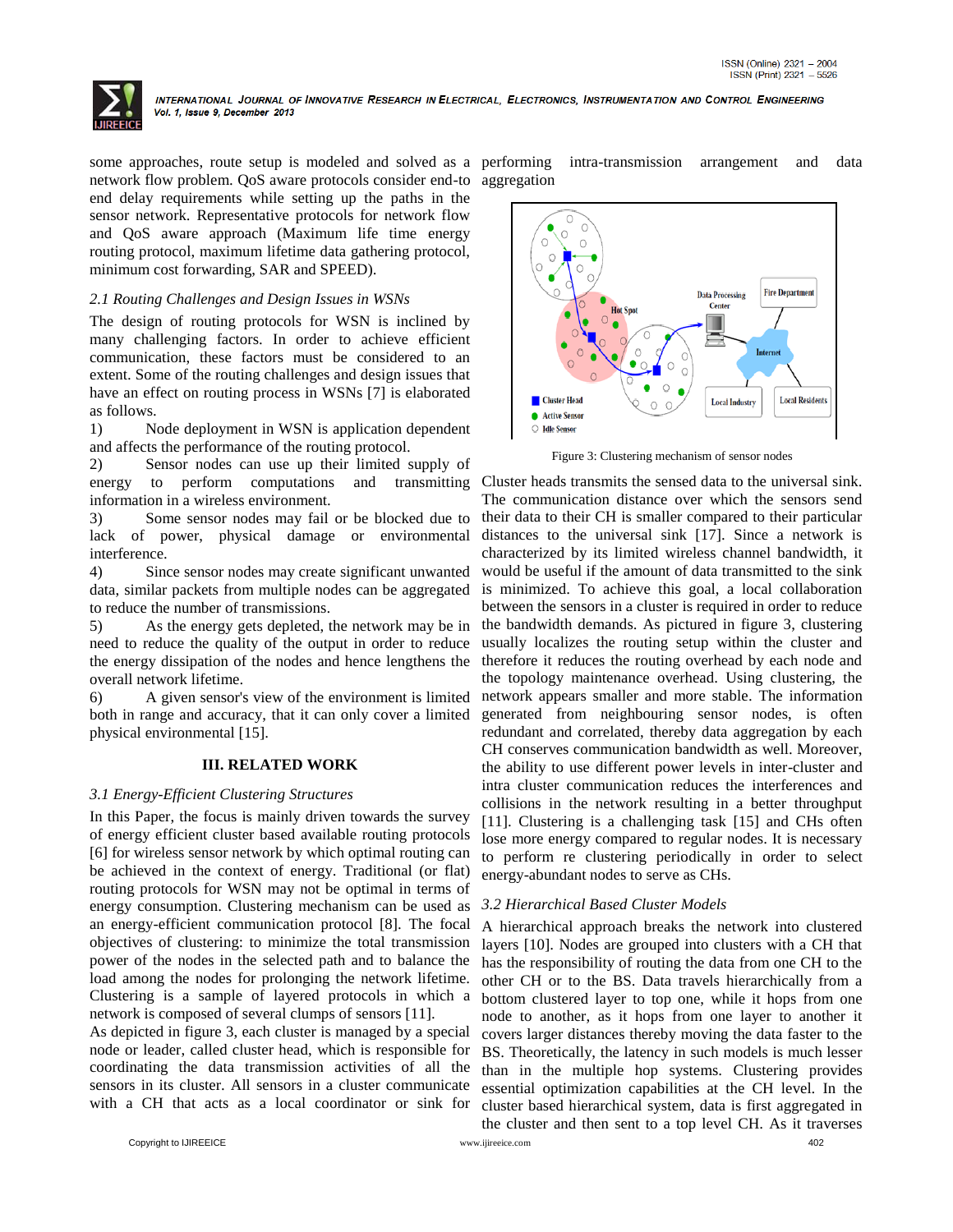some approaches, route setup is modeled and solved as a network flow problem. QoS aware protocols consider end-to end delay requirements while setting up the paths in the sensor network. Representative protocols for network flow and QoS aware approach (Maximum life time energy routing protocol, maximum lifetime data gathering protocol, minimum cost forwarding, SAR and SPEED).

### *2.1 Routing Challenges and Design Issues in WSNs*

The design of routing protocols for WSN is inclined by many challenging factors. In order to achieve efficient communication, these factors must be considered to an extent. Some of the routing challenges and design issues that have an effect on routing process in WSNs [7] is elaborated as follows.

1) Node deployment in WSN is application dependent and affects the performance of the routing protocol.
2) Sensor nodes can use up their limited supply of energy to perform computations and transmitting information in a wireless environment.
3) Some sensor nodes may fail or be blocked due to lack of power, physical damage or environmental interference.
4) Since sensor nodes may create significant unwanted data, similar packets from multiple nodes can be aggregated to reduce the number of transmissions.
5) As the energy gets depleted, the network may be in need to reduce the quality of the output in order to reduce the energy dissipation of the nodes and hence lengthens the overall network lifetime.
6) A given sensor's view of the environment is limited both in range and accuracy, that it can only cover a limited physical environmental [15].

## III. RELATED WORK

### *3.1 Energy-Efficient Clustering Structures*

In this Paper, the focus is mainly driven towards the survey of energy efficient cluster based available routing protocols [6] for wireless sensor network by which optimal routing can be achieved in the context of energy. Traditional (or flat) routing protocols for WSN may not be optimal in terms of energy consumption. Clustering mechanism can be used as an energy-efficient communication protocol [8]. The focal objectives of clustering: to minimize the total transmission power of the nodes in the selected path and to balance the load among the nodes for prolonging the network lifetime. Clustering is a sample of layered protocols in which a network is composed of several clumps of sensors [11].

As depicted in figure 3, each cluster is managed by a special node or leader, called cluster head, which is responsible for coordinating the data transmission activities of all the sensors in its cluster. All sensors in a cluster communicate with a CH that acts as a local coordinator or sink for performing intra-transmission arrangement and data aggregation

Figure 3: Clustering mechanism of sensor nodes

Cluster heads transmits the sensed data to the universal sink. The communication distance over which the sensors send their data to their CH is smaller compared to their particular distances to the universal sink [17]. Since a network is characterized by its limited wireless channel bandwidth, it would be useful if the amount of data transmitted to the sink is minimized. To achieve this goal, a local collaboration between the sensors in a cluster is required in order to reduce the bandwidth demands. As pictured in figure 3, clustering usually localizes the routing setup within the cluster and therefore it reduces the routing overhead by each node and the topology maintenance overhead. Using clustering, the network appears smaller and more stable. The information generated from neighbouring sensor nodes, is often redundant and correlated, thereby data aggregation by each CH conserves communication bandwidth as well. Moreover, the ability to use different power levels in inter-cluster and intra cluster communication reduces the interferences and collisions in the network resulting in a better throughput [11]. Clustering is a challenging task [15] and CHs often lose more energy compared to regular nodes. It is necessary to perform re clustering periodically in order to select energy-abundant nodes to serve as CHs.

### *3.2 Hierarchical Based Cluster Models*

A hierarchical approach breaks the network into clustered layers [10]. Nodes are grouped into clusters with a CH that has the responsibility of routing the data from one CH to the other CH or to the BS. Data travels hierarchically from a bottom clustered layer to top one, while it hops from one node to another, as it hops from one layer to another it covers larger distances thereby moving the data faster to the BS. Theoretically, the latency in such models is much lesser than in the multiple hop systems. Clustering provides essential optimization capabilities at the CH level. In the cluster based hierarchical system, data is first aggregated in the cluster and then sent to a top level CH. As it traverses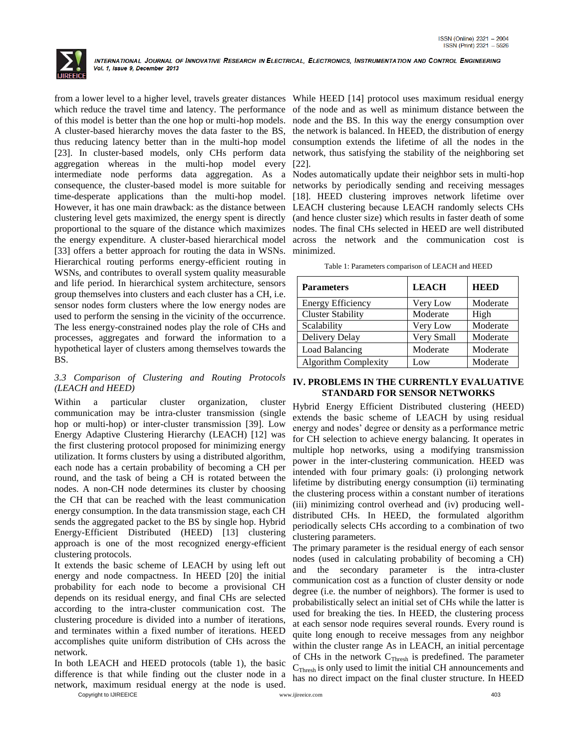from a lower level to a higher level, travels greater distances which reduce the travel time and latency. The performance of this model is better than the one hop or multi-hop models. A cluster-based hierarchy moves the data faster to the BS, thus reducing latency better than in the multi-hop model [23]. In cluster-based models, only CHs perform data aggregation whereas in the multi-hop model every intermediate node performs data aggregation. As a consequence, the cluster-based model is more suitable for time-desperate applications than the multi-hop model. However, it has one main drawback: as the distance between clustering level gets maximized, the energy spent is directly proportional to the square of the distance which maximizes the energy expenditure. A cluster-based hierarchical model [33] offers a better approach for routing the data in WSNs. Hierarchical routing performs energy-efficient routing in WSNs, and contributes to overall system quality measurable and life period. In hierarchical system architecture, sensors group themselves into clusters and each cluster has a CH, i.e. sensor nodes form clusters where the low energy nodes are used to perform the sensing in the vicinity of the occurrence. The less energy-constrained nodes play the role of CHs and processes, aggregates and forward the information to a hypothetical layer of clusters among themselves towards the BS.

### *3.3 Comparison of Clustering and Routing Protocols (LEACH and HEED)*

Within a particular cluster organization, cluster communication may be intra-cluster transmission (single hop or multi-hop) or inter-cluster transmission [39]. Low Energy Adaptive Clustering Hierarchy (LEACH) [12] was the first clustering protocol proposed for minimizing energy utilization. It forms clusters by using a distributed algorithm, each node has a certain probability of becoming a CH per round, and the task of being a CH is rotated between the nodes. A non-CH node determines its cluster by choosing the CH that can be reached with the least communication energy consumption. In the data transmission stage, each CH sends the aggregated packet to the BS by single hop. Hybrid Energy-Efficient Distributed (HEED) [13] clustering approach is one of the most recognized energy-efficient clustering protocols.

It extends the basic scheme of LEACH by using left out energy and node compactness. In HEED [20] the initial probability for each node to become a provisional CH depends on its residual energy, and final CHs are selected according to the intra-cluster communication cost. The clustering procedure is divided into a number of iterations, and terminates within a fixed number of iterations. HEED accomplishes quite uniform distribution of CHs across the network.

In both LEACH and HEED protocols (table 1), the basic difference is that while finding out the cluster node in a network, maximum residual energy at the node is used. While HEED [14] protocol uses maximum residual energy of the node and as well as minimum distance between the node and the BS. In this way the energy consumption over the network is balanced. In HEED, the distribution of energy consumption extends the lifetime of all the nodes in the network, thus satisfying the stability of the neighboring set [22].

Nodes automatically update their neighbor sets in multi-hop networks by periodically sending and receiving messages [18]. HEED clustering improves network lifetime over LEACH clustering because LEACH randomly selects CHs (and hence cluster size) which results in faster death of some nodes. The final CHs selected in HEED are well distributed across the network and the communication cost is minimized.

Table 1: Parameters comparison of LEACH and HEED

| Parameters | LEACH | HEED |
|---|---|---|
| Energy Efficiency | Very Low | Moderate |
| Cluster Stability | Moderate | High |
| Scalability | Very Low | Moderate |
| Delivery Delay | Very Small | Moderate |
| Load Balancing | Moderate | Moderate |
| Algorithm Complexity | Low | Moderate |

## IV. PROBLEMS IN THE CURRENTLY EVALUATIVE STANDARD FOR SENSOR NETWORKS

Hybrid Energy Efficient Distributed clustering (HEED) extends the basic scheme of LEACH by using residual energy and nodes' degree or density as a performance metric for CH selection to achieve energy balancing. It operates in multiple hop networks, using a modifying transmission power in the inter-clustering communication. HEED was intended with four primary goals: (i) prolonging network lifetime by distributing energy consumption (ii) terminating the clustering process within a constant number of iterations (iii) minimizing control overhead and (iv) producing well-distributed CHs. In HEED, the formulated algorithm periodically selects CHs according to a combination of two clustering parameters.

The primary parameter is the residual energy of each sensor nodes (used in calculating probability of becoming a CH) and the secondary parameter is the intra-cluster communication cost as a function of cluster density or node degree (i.e. the number of neighbors). The former is used to probabilistically select an initial set of CHs while the latter is used for breaking the ties. In HEED, the clustering process at each sensor node requires several rounds. Every round is quite long enough to receive messages from any neighbor within the cluster range As in LEACH, an initial percentage of CHs in the network $C_{Thresh}$ is predefined. The parameter $C_{Thresh}$ is only used to limit the initial CH announcements and has no direct impact on the final cluster structure. In HEED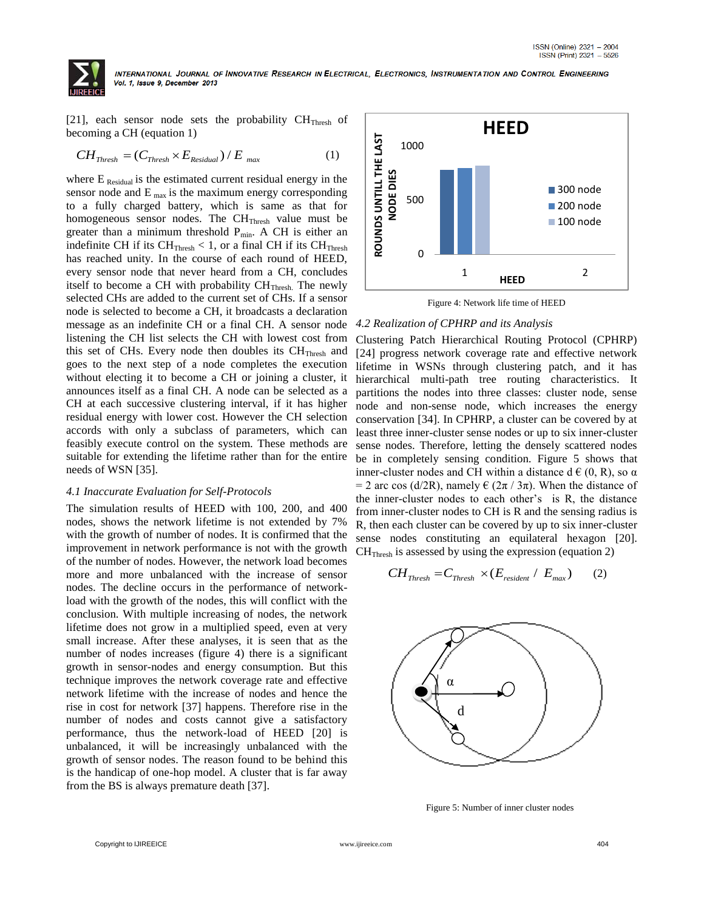[21], each sensor node sets the probability $CH_{Thresh}$ of becoming a CH (equation 1)

$$CH_{Thresh} = (C_{Thresh} \times E_{Residual}) / E_{max} \qquad (1)$$

where $E_{Residual}$ is the estimated current residual energy in the sensor node and $E_{max}$ is the maximum energy corresponding to a fully charged battery, which is same as that for homogeneous sensor nodes. The $CH_{Thresh}$ value must be greater than a minimum threshold $P_{min}$. A CH is either an indefinite CH if its $CH_{Thresh} < 1$, or a final CH if its $CH_{Thresh}$ has reached unity. In the course of each round of HEED, every sensor node that never heard from a CH, concludes itself to become a CH with probability $CH_{Thresh}$. The newly selected CHs are added to the current set of CHs. If a sensor node is selected to become a CH, it broadcasts a declaration message as an indefinite CH or a final CH. A sensor node listening the CH list selects the CH with lowest cost from this set of CHs. Every node then doubles its $CH_{Thresh}$ and goes to the next step of a node completes the execution without electing it to become a CH or joining a cluster, it announces itself as a final CH. A node can be selected as a CH at each successive clustering interval, if it has higher residual energy with lower cost. However the CH selection accords with only a subclass of parameters, which can feasibly execute control on the system. These methods are suitable for extending the lifetime rather than for the entire needs of WSN [35].

### *4.1 Inaccurate Evaluation for Self-Protocols*

The simulation results of HEED with 100, 200, and 400 nodes, shows the network lifetime is not extended by 7% with the growth of number of nodes. It is confirmed that the improvement in network performance is not with the growth of the number of nodes. However, the network load becomes more and more unbalanced with the increase of sensor nodes. The decline occurs in the performance of network-load with the growth of the nodes, this will conflict with the conclusion. With multiple increasing of nodes, the network lifetime does not grow in a multiplied speed, even at very small increase. After these analyses, it is seen that as the number of nodes increases (figure 4) there is a significant growth in sensor-nodes and energy consumption. But this technique improves the network coverage rate and effective network lifetime with the increase of nodes and hence the rise in cost for network [37] happens. Therefore rise in the number of nodes and costs cannot give a satisfactory performance, thus the network-load of HEED [20] is unbalanced, it will be increasingly unbalanced with the growth of sensor nodes. The reason found to be behind this is the handicap of one-hop model. A cluster that is far away from the BS is always premature death [37].

Figure 4: Network life time of HEED

### *4.2 Realization of CPHRP and its Analysis*

Clustering Patch Hierarchical Routing Protocol (CPHRP) [24] progress network coverage rate and effective network lifetime in WSNs through clustering patch, and it has hierarchical multi-path tree routing characteristics. It partitions the nodes into three classes: cluster node, sense node and non-sense node, which increases the energy conservation [34]. In CPHRP, a cluster can be covered by at least three inner-cluster sense nodes or up to six inner-cluster sense nodes. Therefore, letting the densely scattered nodes be in completely sensing condition. Figure 5 shows that inner-cluster nodes and CH within a distance d € (0, R), so $\alpha = 2 \arccos(d/2R)$, namely € $(2\pi / 3\pi)$. When the distance of the inner-cluster nodes to each other's is R, the distance from inner-cluster nodes to CH is R and the sensing radius is R, then each cluster can be covered by up to six inner-cluster sense nodes constituting an equilateral hexagon [20]. $CH_{Thresh}$ is assessed by using the expression (equation 2)

$$CH_{Thresh} = C_{Thresh} \times (E_{resident} \;/\; E_{max}) \qquad (2)$$

Figure 5: Number of inner cluster nodes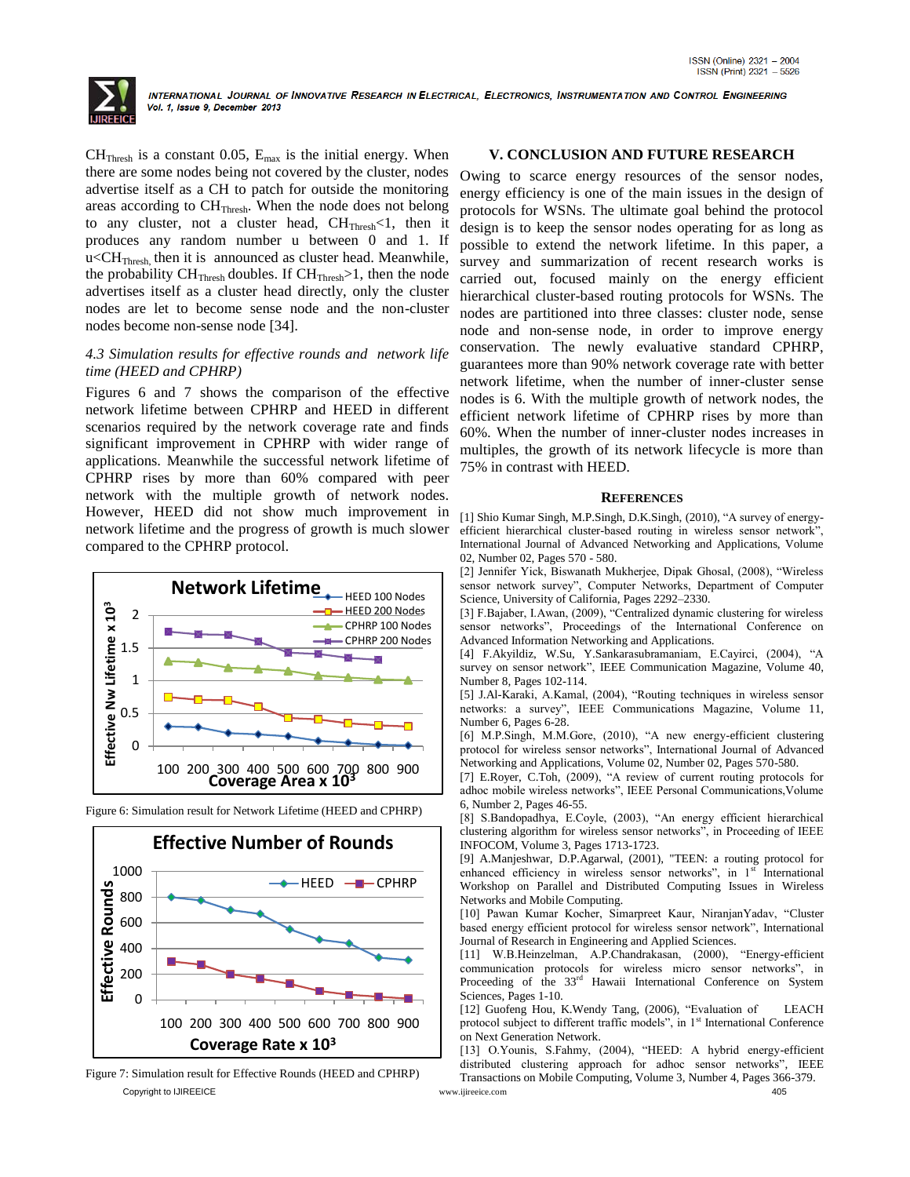$CH_{Thresh}$ is a constant 0.05, $E_{max}$ is the initial energy. When there are some nodes being not covered by the cluster, nodes advertise itself as a CH to patch for outside the monitoring areas according to $CH_{Thresh}$. When the node does not belong to any cluster, not a cluster head, $CH_{Thresh}<1$, then it produces any random number u between 0 and 1. If $u<CH_{Thresh}$, then it is announced as cluster head. Meanwhile, the probability $CH_{Thresh}$ doubles. If $CH_{Thresh}>1$, then the node advertises itself as a cluster head directly, only the cluster nodes are let to become sense node and the non-cluster nodes become non-sense node [34].

*4.3 Simulation results for effective rounds and network life time (HEED and CPHRP)*

Figures 6 and 7 shows the comparison of the effective network lifetime between CPHRP and HEED in different scenarios required by the network coverage rate and finds significant improvement in CPHRP with wider range of applications. Meanwhile the successful network lifetime of CPHRP rises by more than 60% compared with peer network with the multiple growth of network nodes. However, HEED did not show much improvement in network lifetime and the progress of growth is much slower compared to the CPHRP protocol.

Figure 6: Simulation result for Network Lifetime (HEED and CPHRP)

Figure 7: Simulation result for Effective Rounds (HEED and CPHRP)

## V. CONCLUSION AND FUTURE RESEARCH

Owing to scarce energy resources of the sensor nodes, energy efficiency is one of the main issues in the design of protocols for WSNs. The ultimate goal behind the protocol design is to keep the sensor nodes operating for as long as possible to extend the network lifetime. In this paper, a survey and summarization of recent research works is carried out, focused mainly on the energy efficient hierarchical cluster-based routing protocols for WSNs. The nodes are partitioned into three classes: cluster node, sense node and non-sense node, in order to improve energy conservation. The newly evaluative standard CPHRP, guarantees more than 90% network coverage rate with better network lifetime, when the number of inner-cluster sense nodes is 6. With the multiple growth of network nodes, the efficient network lifetime of CPHRP rises by more than 60%. When the number of inner-cluster nodes increases in multiples, the growth of its network lifecycle is more than 75% in contrast with HEED.

## REFERENCES

[1] Shio Kumar Singh, M.P.Singh, D.K.Singh, (2010), "A survey of energy-efficient hierarchical cluster-based routing in wireless sensor network", International Journal of Advanced Networking and Applications, Volume 02, Number 02, Pages 570 - 580.

[2] Jennifer Yick, Biswanath Mukherjee, Dipak Ghosal, (2008), "Wireless sensor network survey", Computer Networks, Department of Computer Science, University of California, Pages 2292–2330.

[3] F.Bajaber, I.Awan, (2009), "Centralized dynamic clustering for wireless sensor networks", Proceedings of the International Conference on Advanced Information Networking and Applications.

[4] F.Akyildiz, W.Su, Y.Sankarasubramaniam, E.Cayirci, (2004), "A survey on sensor network", IEEE Communication Magazine, Volume 40, Number 8, Pages 102-114.

[5] J.Al-Karaki, A.Kamal, (2004), "Routing techniques in wireless sensor networks: a survey", IEEE Communications Magazine, Volume 11, Number 6, Pages 6-28.

[6] M.P.Singh, M.M.Gore, (2010), "A new energy-efficient clustering protocol for wireless sensor networks", International Journal of Advanced Networking and Applications, Volume 02, Number 02, Pages 570-580.

[7] E.Royer, C.Toh, (2009), "A review of current routing protocols for adhoc mobile wireless networks", IEEE Personal Communications,Volume 6, Number 2, Pages 46-55.

[8] S.Bandopadhya, E.Coyle, (2003), "An energy efficient hierarchical clustering algorithm for wireless sensor networks", in Proceeding of IEEE INFOCOM, Volume 3, Pages 1713-1723.

[9] A.Manjeshwar, D.P.Agarwal, (2001), "TEEN: a routing protocol for enhanced efficiency in wireless sensor networks", in 1st International Workshop on Parallel and Distributed Computing Issues in Wireless Networks and Mobile Computing.

[10] Pawan Kumar Kocher, Simarpreet Kaur, NiranjanYadav, "Cluster based energy efficient protocol for wireless sensor network", International Journal of Research in Engineering and Applied Sciences.

[11] W.B.Heinzelman, A.P.Chandrakasan, (2000), "Energy-efficient communication protocols for wireless micro sensor networks", in Proceeding of the 33rd Hawaii International Conference on System Sciences, Pages 1-10.

[12] Guofeng Hou, K.Wendy Tang, (2006), "Evaluation of LEACH protocol subject to different traffic models", in 1st International Conference on Next Generation Network.

[13] O.Younis, S.Fahmy, (2004), "HEED: A hybrid energy-efficient distributed clustering approach for adhoc sensor networks", IEEE Transactions on Mobile Computing, Volume 3, Number 4, Pages 366-379.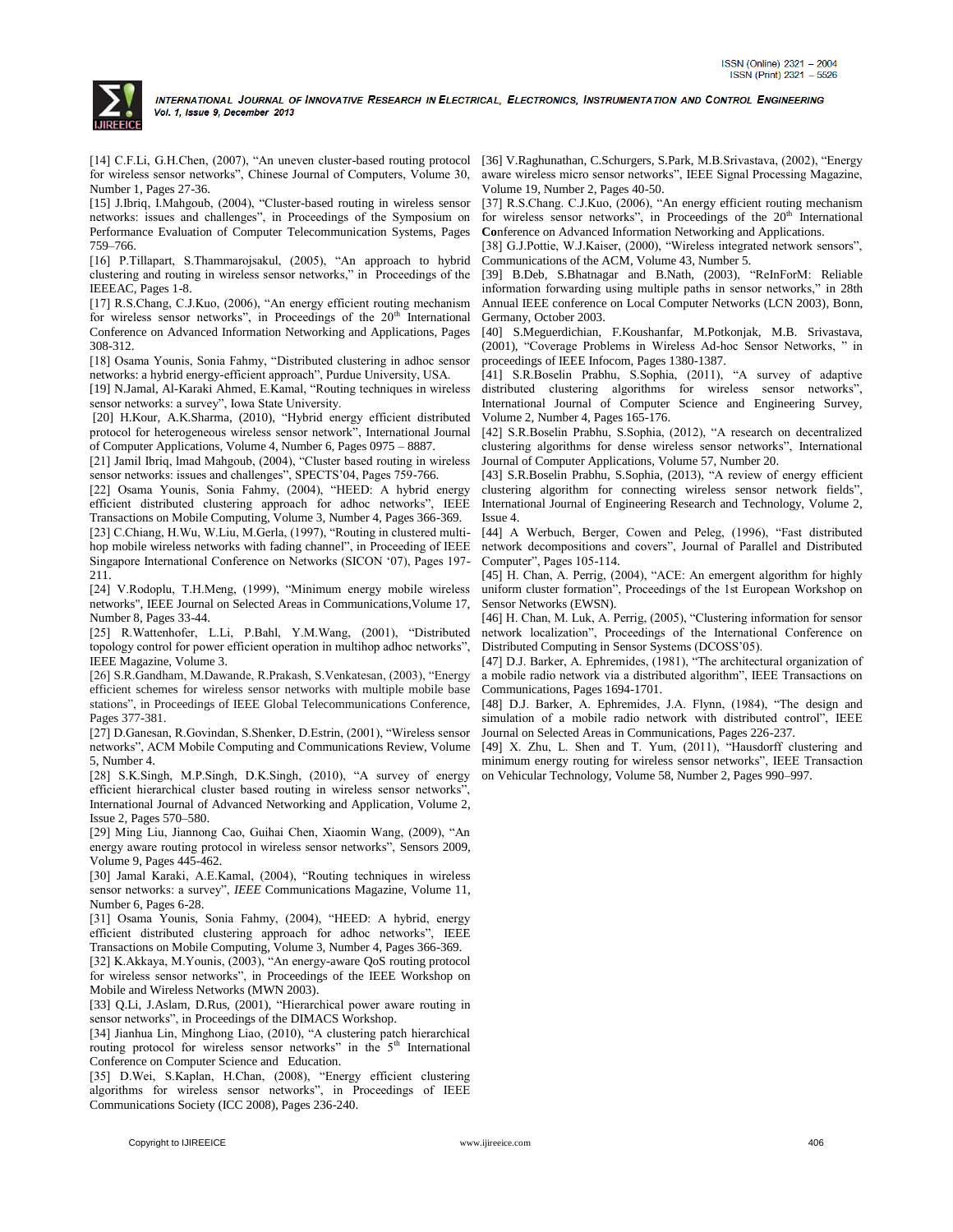[14] C.F.Li, G.H.Chen, (2007), "An uneven cluster-based routing protocol for wireless sensor networks", Chinese Journal of Computers, Volume 30, Number 1, Pages 27-36.

[15] J.Ibriq, I.Mahgoub, (2004), "Cluster-based routing in wireless sensor networks: issues and challenges", in Proceedings of the Symposium on Performance Evaluation of Computer Telecommunication Systems, Pages 759–766.

[16] P.Tillapart, S.Thammarojsakul, (2005), "An approach to hybrid clustering and routing in wireless sensor networks," in Proceedings of the IEEEAC, Pages 1-8.

[17] R.S.Chang, C.J.Kuo, (2006), "An energy efficient routing mechanism for wireless sensor networks", in Proceedings of the 20th International Conference on Advanced Information Networking and Applications, Pages 308-312.

[18] Osama Younis, Sonia Fahmy, "Distributed clustering in adhoc sensor networks: a hybrid energy-efficient approach", Purdue University, USA.

[19] N.Jamal, Al-Karaki Ahmed, E.Kamal, "Routing techniques in wireless sensor networks: a survey", Iowa State University.

[20] H.Kour, A.K.Sharma, (2010), "Hybrid energy efficient distributed protocol for heterogeneous wireless sensor network", International Journal of Computer Applications, Volume 4, Number 6, Pages 0975 – 8887.

[21] Jamil Ibriq, lmad Mahgoub, (2004), "Cluster based routing in wireless sensor networks: issues and challenges", SPECTS'04, Pages 759-766.

[22] Osama Younis, Sonia Fahmy, (2004), "HEED: A hybrid energy efficient distributed clustering approach for adhoc networks", IEEE Transactions on Mobile Computing, Volume 3, Number 4, Pages 366-369.

[23] C.Chiang, H.Wu, W.Liu, M.Gerla, (1997), "Routing in clustered multi-hop mobile wireless networks with fading channel", in Proceeding of IEEE Singapore International Conference on Networks (SICON '07), Pages 197-211.

[24] V.Rodoplu, T.H.Meng, (1999), "Minimum energy mobile wireless networks", IEEE Journal on Selected Areas in Communications,Volume 17, Number 8, Pages 33-44.

[25] R.Wattenhofer, L.Li, P.Bahl, Y.M.Wang, (2001), "Distributed topology control for power efficient operation in multihop adhoc networks", IEEE Magazine, Volume 3.

[26] S.R.Gandham, M.Dawande, R.Prakash, S.Venkatesan, (2003), "Energy efficient schemes for wireless sensor networks with multiple mobile base stations", in Proceedings of IEEE Global Telecommunications Conference, Pages 377-381.

[27] D.Ganesan, R.Govindan, S.Shenker, D.Estrin, (2001), "Wireless sensor networks", ACM Mobile Computing and Communications Review, Volume 5, Number 4.

[28] S.K.Singh, M.P.Singh, D.K.Singh, (2010), "A survey of energy efficient hierarchical cluster based routing in wireless sensor networks", International Journal of Advanced Networking and Application, Volume 2, Issue 2, Pages 570–580.

[29] Ming Liu, Jiannong Cao, Guihai Chen, Xiaomin Wang, (2009), "An energy aware routing protocol in wireless sensor networks", Sensors 2009, Volume 9, Pages 445-462.

[30] Jamal Karaki, A.E.Kamal, (2004), "Routing techniques in wireless sensor networks: a survey", *IEEE* Communications Magazine, Volume 11, Number 6, Pages 6-28.

[31] Osama Younis, Sonia Fahmy, (2004), "HEED: A hybrid, energy efficient distributed clustering approach for adhoc networks", IEEE Transactions on Mobile Computing, Volume 3, Number 4, Pages 366-369.

[32] K.Akkaya, M.Younis, (2003), "An energy-aware QoS routing protocol for wireless sensor networks", in Proceedings of the IEEE Workshop on Mobile and Wireless Networks (MWN 2003).

[33] Q.Li, J.Aslam, D.Rus, (2001), "Hierarchical power aware routing in sensor networks", in Proceedings of the DIMACS Workshop.

[34] Jianhua Lin, Minghong Liao, (2010), "A clustering patch hierarchical routing protocol for wireless sensor networks" in the 5th International Conference on Computer Science and Education.

[35] D.Wei, S.Kaplan, H.Chan, (2008), "Energy efficient clustering algorithms for wireless sensor networks", in Proceedings of IEEE Communications Society (ICC 2008), Pages 236-240.

[36] V.Raghunathan, C.Schurgers, S.Park, M.B.Srivastava, (2002), "Energy aware wireless micro sensor networks", IEEE Signal Processing Magazine, Volume 19, Number 2, Pages 40-50.

[37] R.S.Chang. C.J.Kuo, (2006), "An energy efficient routing mechanism for wireless sensor networks", in Proceedings of the 20th International **Co**nference on Advanced Information Networking and Applications.

[38] G.J.Pottie, W.J.Kaiser, (2000), "Wireless integrated network sensors", Communications of the ACM, Volume 43, Number 5.

[39] B.Deb, S.Bhatnagar and B.Nath, (2003), "ReInForM: Reliable information forwarding using multiple paths in sensor networks," in 28th Annual IEEE conference on Local Computer Networks (LCN 2003), Bonn, Germany, October 2003.

[40] S.Meguerdichian, F.Koushanfar, M.Potkonjak, M.B. Srivastava, (2001), "Coverage Problems in Wireless Ad-hoc Sensor Networks, " in proceedings of IEEE Infocom, Pages 1380-1387.

[41] S.R.Boselin Prabhu, S.Sophia, (2011), "A survey of adaptive distributed clustering algorithms for wireless sensor networks", International Journal of Computer Science and Engineering Survey, Volume 2, Number 4, Pages 165-176.

[42] S.R.Boselin Prabhu, S.Sophia, (2012), "A research on decentralized clustering algorithms for dense wireless sensor networks", International Journal of Computer Applications, Volume 57, Number 20.

[43] S.R.Boselin Prabhu, S.Sophia, (2013), "A review of energy efficient clustering algorithm for connecting wireless sensor network fields", International Journal of Engineering Research and Technology, Volume 2, Issue 4.

[44] A Werbuch, Berger, Cowen and Peleg, (1996), "Fast distributed network decompositions and covers", Journal of Parallel and Distributed Computer", Pages 105-114.

[45] H. Chan, A. Perrig, (2004), "ACE: An emergent algorithm for highly uniform cluster formation", Proceedings of the 1st European Workshop on Sensor Networks (EWSN).

[46] H. Chan, M. Luk, A. Perrig, (2005), "Clustering information for sensor network localization", Proceedings of the International Conference on Distributed Computing in Sensor Systems (DCOSS'05).

[47] D.J. Barker, A. Ephremides, (1981), "The architectural organization of a mobile radio network via a distributed algorithm", IEEE Transactions on Communications, Pages 1694-1701.

[48] D.J. Barker, A. Ephremides, J.A. Flynn, (1984), "The design and simulation of a mobile radio network with distributed control", IEEE Journal on Selected Areas in Communications, Pages 226-237.

[49] X. Zhu, L. Shen and T. Yum, (2011), "Hausdorff clustering and minimum energy routing for wireless sensor networks", IEEE Transaction on Vehicular Technology, Volume 58, Number 2, Pages 990–997.